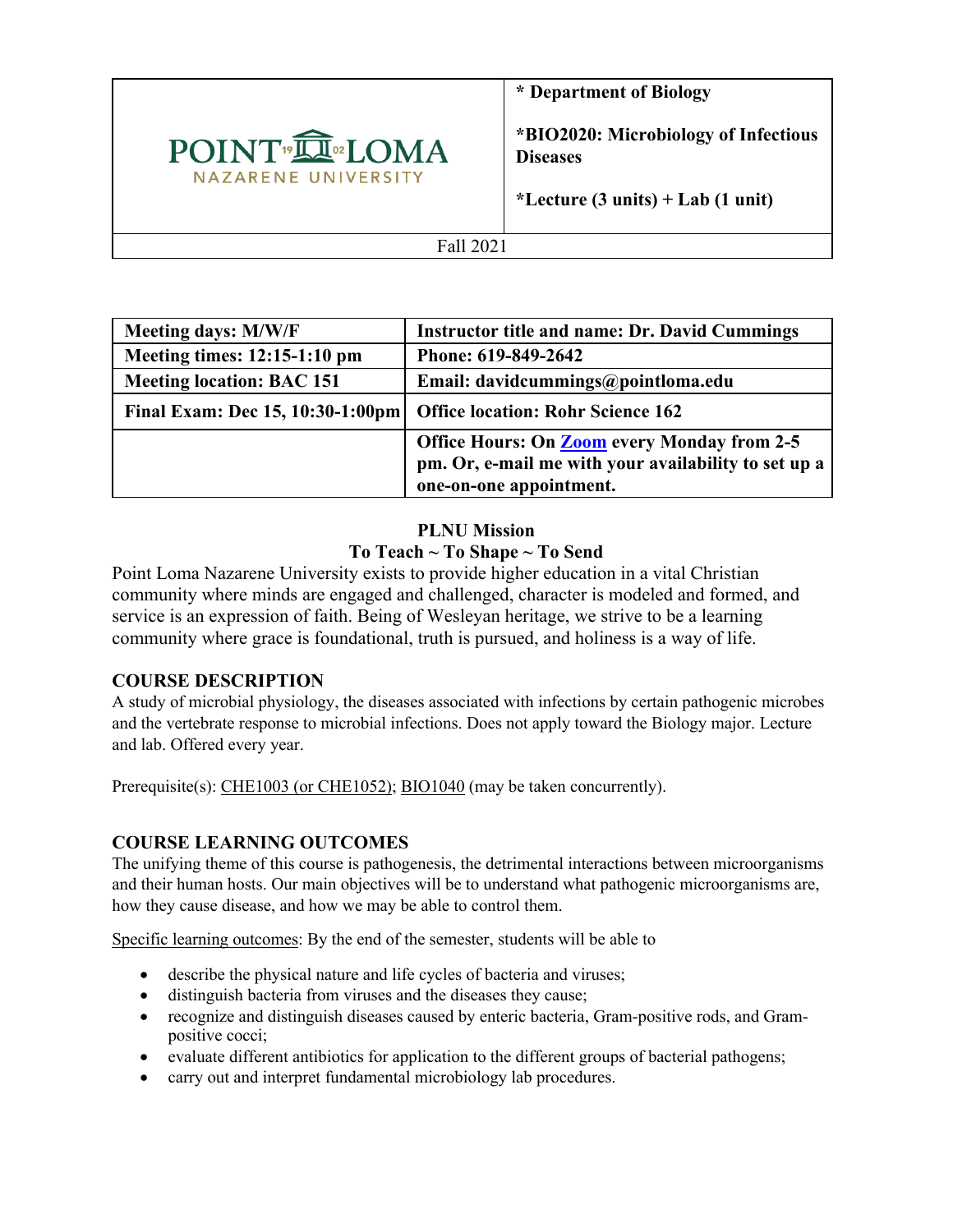| POINT LOMA NAZARENE UNIVERSITY | * Department of Biology<br><br>*BIO2020: Microbiology of Infectious Diseases<br><br>*Lecture (3 units) + Lab (1 unit) |
|---|---|
| Fall 2021 | |

| Meeting days: M/W/F | Instructor title and name: Dr. David Cummings |
|---|---|
| Meeting times: 12:15-1:10 pm | Phone: 619-849-2642 |
| Meeting location: BAC 151 | Email: davidcummings@pointloma.edu |
| Final Exam: Dec 15, 10:30-1:00pm | Office location: Rohr Science 162 |
| | Office Hours: On Zoom every Monday from 2-5 pm. Or, e-mail me with your availability to set up a one-on-one appointment. |

**PLNU Mission**
**To Teach ~ To Shape ~ To Send**

Point Loma Nazarene University exists to provide higher education in a vital Christian community where minds are engaged and challenged, character is modeled and formed, and service is an expression of faith. Being of Wesleyan heritage, we strive to be a learning community where grace is foundational, truth is pursued, and holiness is a way of life.

## COURSE DESCRIPTION

A study of microbial physiology, the diseases associated with infections by certain pathogenic microbes and the vertebrate response to microbial infections. Does not apply toward the Biology major. Lecture and lab. Offered every year.

Prerequisite(s): CHE1003 (or CHE1052); BIO1040 (may be taken concurrently).

## COURSE LEARNING OUTCOMES

The unifying theme of this course is pathogenesis, the detrimental interactions between microorganisms and their human hosts. Our main objectives will be to understand what pathogenic microorganisms are, how they cause disease, and how we may be able to control them.

Specific learning outcomes: By the end of the semester, students will be able to

- describe the physical nature and life cycles of bacteria and viruses;
- distinguish bacteria from viruses and the diseases they cause;
- recognize and distinguish diseases caused by enteric bacteria, Gram-positive rods, and Gram-positive cocci;
- evaluate different antibiotics for application to the different groups of bacterial pathogens;
- carry out and interpret fundamental microbiology lab procedures.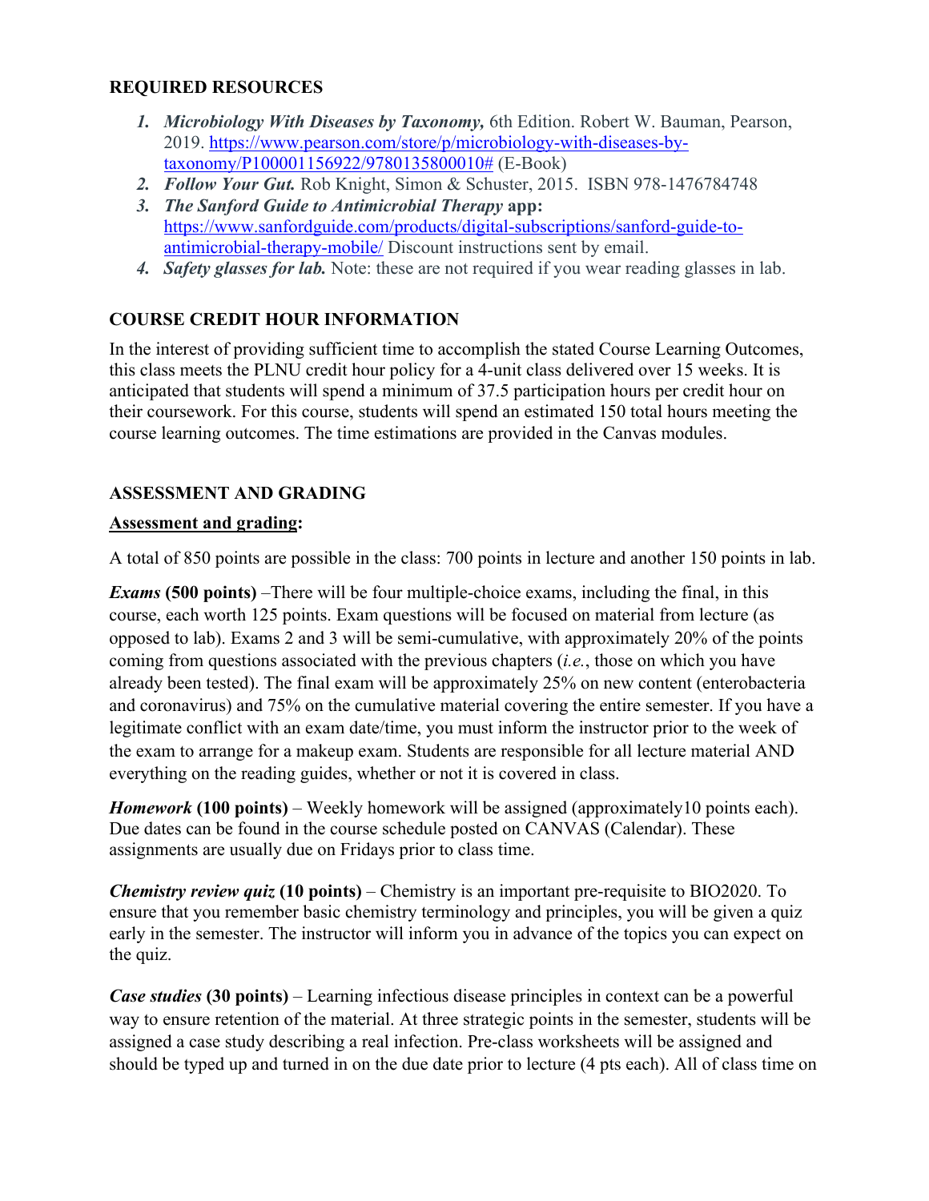## REQUIRED RESOURCES

1. ***Microbiology With Diseases by Taxonomy,*** 6th Edition. Robert W. Bauman, Pearson, 2019. [https://www.pearson.com/store/p/microbiology-with-diseases-by-taxonomy/P100001156922/9780135800010#](https://www.pearson.com/store/p/microbiology-with-diseases-by-taxonomy/P100001156922/9780135800010#) (E-Book)
2. ***Follow Your Gut.*** Rob Knight, Simon & Schuster, 2015. ISBN 978-1476784748
3. ***The Sanford Guide to Antimicrobial Therapy*** **app:** [https://www.sanfordguide.com/products/digital-subscriptions/sanford-guide-to-antimicrobial-therapy-mobile/](https://www.sanfordguide.com/products/digital-subscriptions/sanford-guide-to-antimicrobial-therapy-mobile/) Discount instructions sent by email.
4. ***Safety glasses for lab.*** Note: these are not required if you wear reading glasses in lab.

## COURSE CREDIT HOUR INFORMATION

In the interest of providing sufficient time to accomplish the stated Course Learning Outcomes, this class meets the PLNU credit hour policy for a 4-unit class delivered over 15 weeks. It is anticipated that students will spend a minimum of 37.5 participation hours per credit hour on their coursework. For this course, students will spend an estimated 150 total hours meeting the course learning outcomes. The time estimations are provided in the Canvas modules.

## ASSESSMENT AND GRADING

**Assessment and grading:**

A total of 850 points are possible in the class: 700 points in lecture and another 150 points in lab.

***Exams*** **(500 points)** –There will be four multiple-choice exams, including the final, in this course, each worth 125 points. Exam questions will be focused on material from lecture (as opposed to lab). Exams 2 and 3 will be semi-cumulative, with approximately 20% of the points coming from questions associated with the previous chapters (*i.e.*, those on which you have already been tested). The final exam will be approximately 25% on new content (enterobacteria and coronavirus) and 75% on the cumulative material covering the entire semester. If you have a legitimate conflict with an exam date/time, you must inform the instructor prior to the week of the exam to arrange for a makeup exam. Students are responsible for all lecture material AND everything on the reading guides, whether or not it is covered in class.

***Homework*** **(100 points)** – Weekly homework will be assigned (approximately10 points each). Due dates can be found in the course schedule posted on CANVAS (Calendar). These assignments are usually due on Fridays prior to class time.

***Chemistry review quiz*** **(10 points)** – Chemistry is an important pre-requisite to BIO2020. To ensure that you remember basic chemistry terminology and principles, you will be given a quiz early in the semester. The instructor will inform you in advance of the topics you can expect on the quiz.

***Case studies*** **(30 points)** – Learning infectious disease principles in context can be a powerful way to ensure retention of the material. At three strategic points in the semester, students will be assigned a case study describing a real infection. Pre-class worksheets will be assigned and should be typed up and turned in on the due date prior to lecture (4 pts each). All of class time on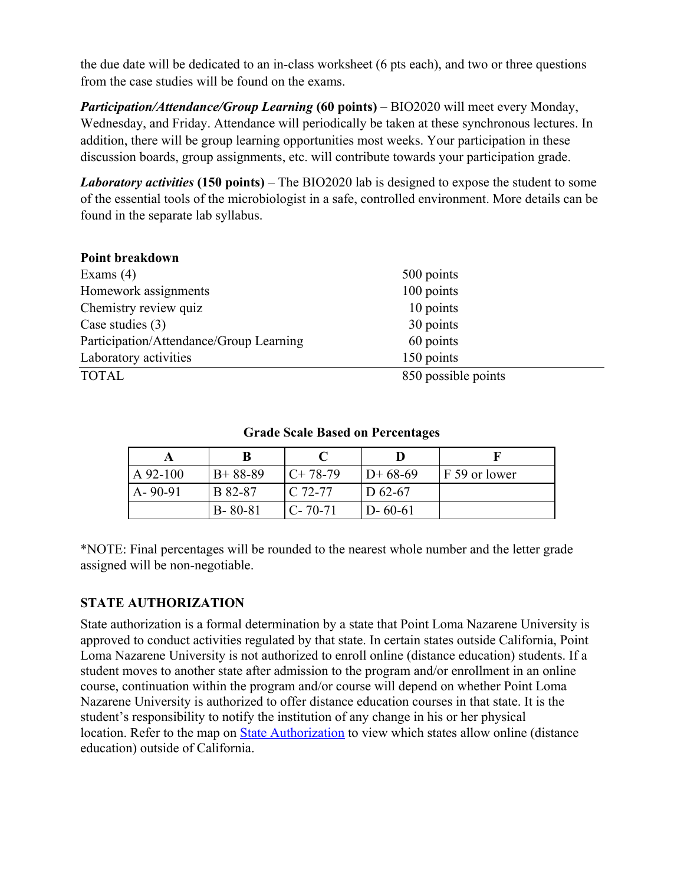the due date will be dedicated to an in-class worksheet (6 pts each), and two or three questions from the case studies will be found on the exams.

***Participation/Attendance/Group Learning* (60 points)** – BIO2020 will meet every Monday, Wednesday, and Friday. Attendance will periodically be taken at these synchronous lectures. In addition, there will be group learning opportunities most weeks. Your participation in these discussion boards, group assignments, etc. will contribute towards your participation grade.

***Laboratory activities* (150 points)** – The BIO2020 lab is designed to expose the student to some of the essential tools of the microbiologist in a safe, controlled environment. More details can be found in the separate lab syllabus.

**Point breakdown**

| | |
|---|---|
| Exams (4) | 500 points |
| Homework assignments | 100 points |
| Chemistry review quiz | 10 points |
| Case studies (3) | 30 points |
| Participation/Attendance/Group Learning | 60 points |
| Laboratory activities | 150 points |
| TOTAL | 850 possible points |

**Grade Scale Based on Percentages**

| A | B | C | D | F |
|---|---|---|---|---|
| A 92-100 | B+ 88-89 | C+ 78-79 | D+ 68-69 | F 59 or lower |
| A- 90-91 | B 82-87 | C 72-77 | D 62-67 | |
| | B- 80-81 | C- 70-71 | D- 60-61 | |

*NOTE: Final percentages will be rounded to the nearest whole number and the letter grade assigned will be non-negotiable.

### STATE AUTHORIZATION

State authorization is a formal determination by a state that Point Loma Nazarene University is approved to conduct activities regulated by that state. In certain states outside California, Point Loma Nazarene University is not authorized to enroll online (distance education) students. If a student moves to another state after admission to the program and/or enrollment in an online course, continuation within the program and/or course will depend on whether Point Loma Nazarene University is authorized to offer distance education courses in that state. It is the student's responsibility to notify the institution of any change in his or her physical location. Refer to the map on State Authorization to view which states allow online (distance education) outside of California.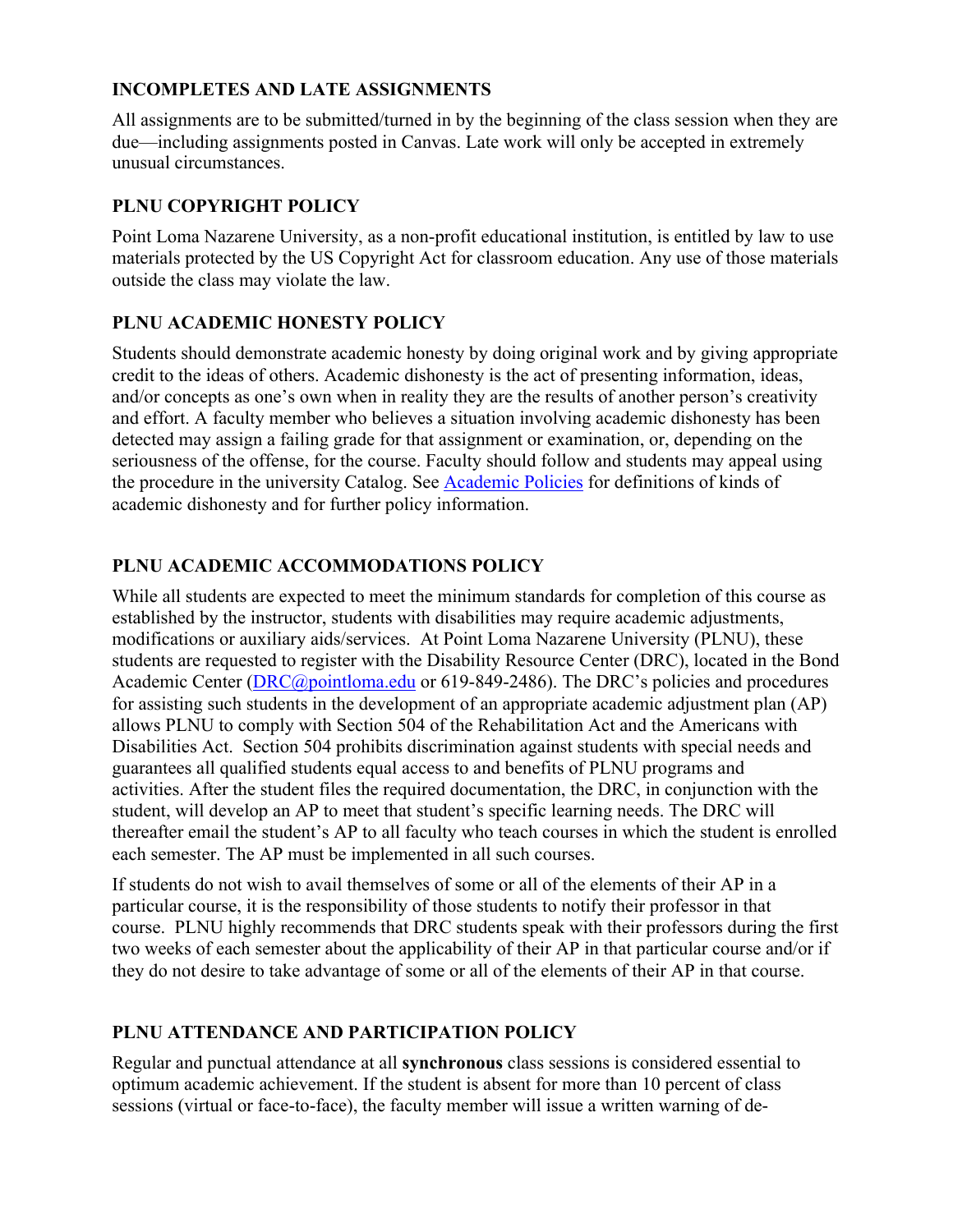### INCOMPLETES AND LATE ASSIGNMENTS

All assignments are to be submitted/turned in by the beginning of the class session when they are due—including assignments posted in Canvas. Late work will only be accepted in extremely unusual circumstances.

### PLNU COPYRIGHT POLICY

Point Loma Nazarene University, as a non-profit educational institution, is entitled by law to use materials protected by the US Copyright Act for classroom education. Any use of those materials outside the class may violate the law.

### PLNU ACADEMIC HONESTY POLICY

Students should demonstrate academic honesty by doing original work and by giving appropriate credit to the ideas of others. Academic dishonesty is the act of presenting information, ideas, and/or concepts as one's own when in reality they are the results of another person's creativity and effort. A faculty member who believes a situation involving academic dishonesty has been detected may assign a failing grade for that assignment or examination, or, depending on the seriousness of the offense, for the course. Faculty should follow and students may appeal using the procedure in the university Catalog. See [Academic Policies] for definitions of kinds of academic dishonesty and for further policy information.

### PLNU ACADEMIC ACCOMMODATIONS POLICY

While all students are expected to meet the minimum standards for completion of this course as established by the instructor, students with disabilities may require academic adjustments, modifications or auxiliary aids/services. At Point Loma Nazarene University (PLNU), these students are requested to register with the Disability Resource Center (DRC), located in the Bond Academic Center (DRC@pointloma.edu or 619-849-2486). The DRC's policies and procedures for assisting such students in the development of an appropriate academic adjustment plan (AP) allows PLNU to comply with Section 504 of the Rehabilitation Act and the Americans with Disabilities Act. Section 504 prohibits discrimination against students with special needs and guarantees all qualified students equal access to and benefits of PLNU programs and activities. After the student files the required documentation, the DRC, in conjunction with the student, will develop an AP to meet that student's specific learning needs. The DRC will thereafter email the student's AP to all faculty who teach courses in which the student is enrolled each semester. The AP must be implemented in all such courses.

If students do not wish to avail themselves of some or all of the elements of their AP in a particular course, it is the responsibility of those students to notify their professor in that course. PLNU highly recommends that DRC students speak with their professors during the first two weeks of each semester about the applicability of their AP in that particular course and/or if they do not desire to take advantage of some or all of the elements of their AP in that course.

### PLNU ATTENDANCE AND PARTICIPATION POLICY

Regular and punctual attendance at all **synchronous** class sessions is considered essential to optimum academic achievement. If the student is absent for more than 10 percent of class sessions (virtual or face-to-face), the faculty member will issue a written warning of de-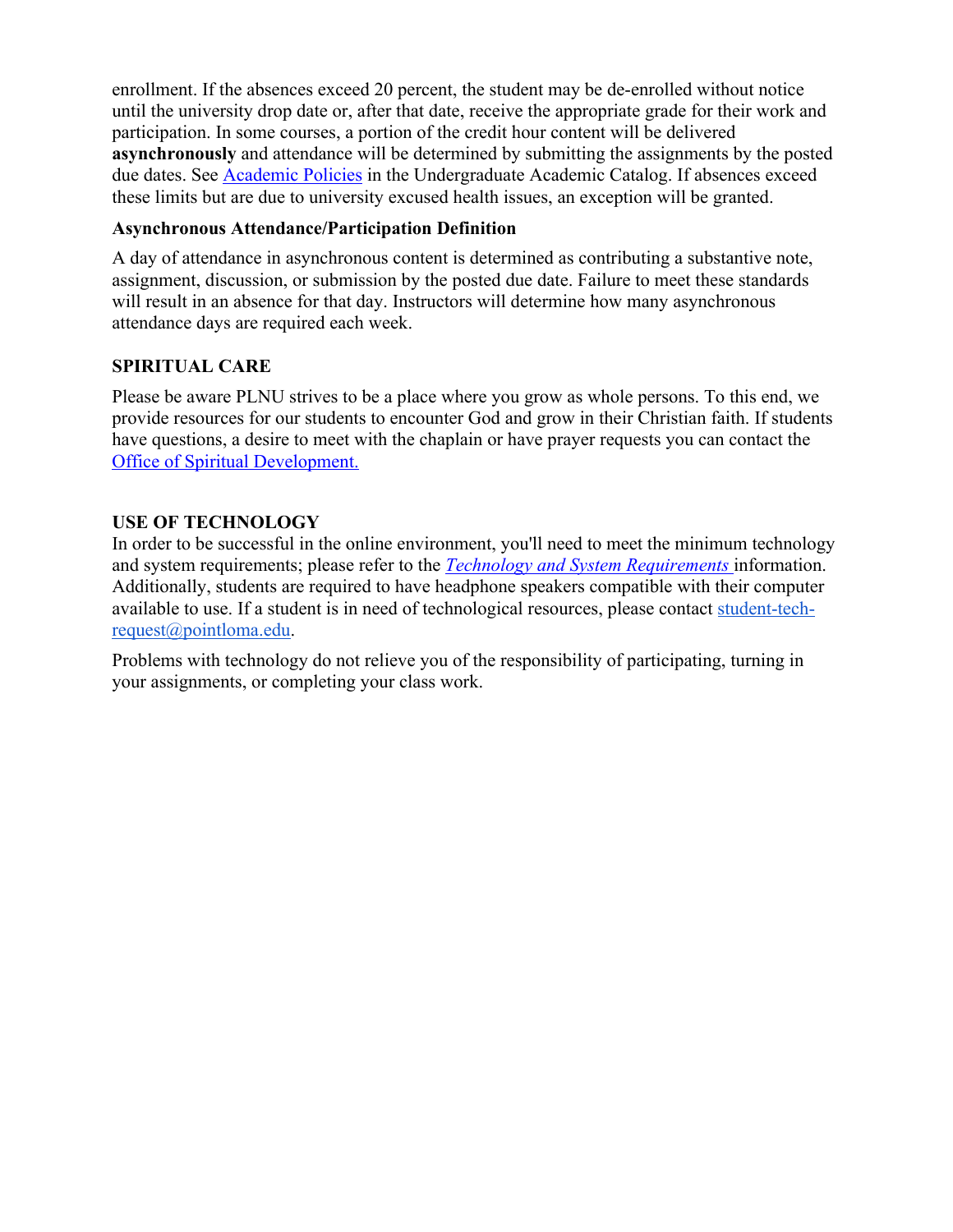enrollment. If the absences exceed 20 percent, the student may be de-enrolled without notice until the university drop date or, after that date, receive the appropriate grade for their work and participation. In some courses, a portion of the credit hour content will be delivered **asynchronously** and attendance will be determined by submitting the assignments by the posted due dates. See [Academic Policies] in the Undergraduate Academic Catalog. If absences exceed these limits but are due to university excused health issues, an exception will be granted.

**Asynchronous Attendance/Participation Definition**

A day of attendance in asynchronous content is determined as contributing a substantive note, assignment, discussion, or submission by the posted due date. Failure to meet these standards will result in an absence for that day. Instructors will determine how many asynchronous attendance days are required each week.

## SPIRITUAL CARE

Please be aware PLNU strives to be a place where you grow as whole persons. To this end, we provide resources for our students to encounter God and grow in their Christian faith. If students have questions, a desire to meet with the chaplain or have prayer requests you can contact the Office of Spiritual Development.

## USE OF TECHNOLOGY

In order to be successful in the online environment, you'll need to meet the minimum technology and system requirements; please refer to the *Technology and System Requirements* information. Additionally, students are required to have headphone speakers compatible with their computer available to use. If a student is in need of technological resources, please contact student-tech-request@pointloma.edu.

Problems with technology do not relieve you of the responsibility of participating, turning in your assignments, or completing your class work.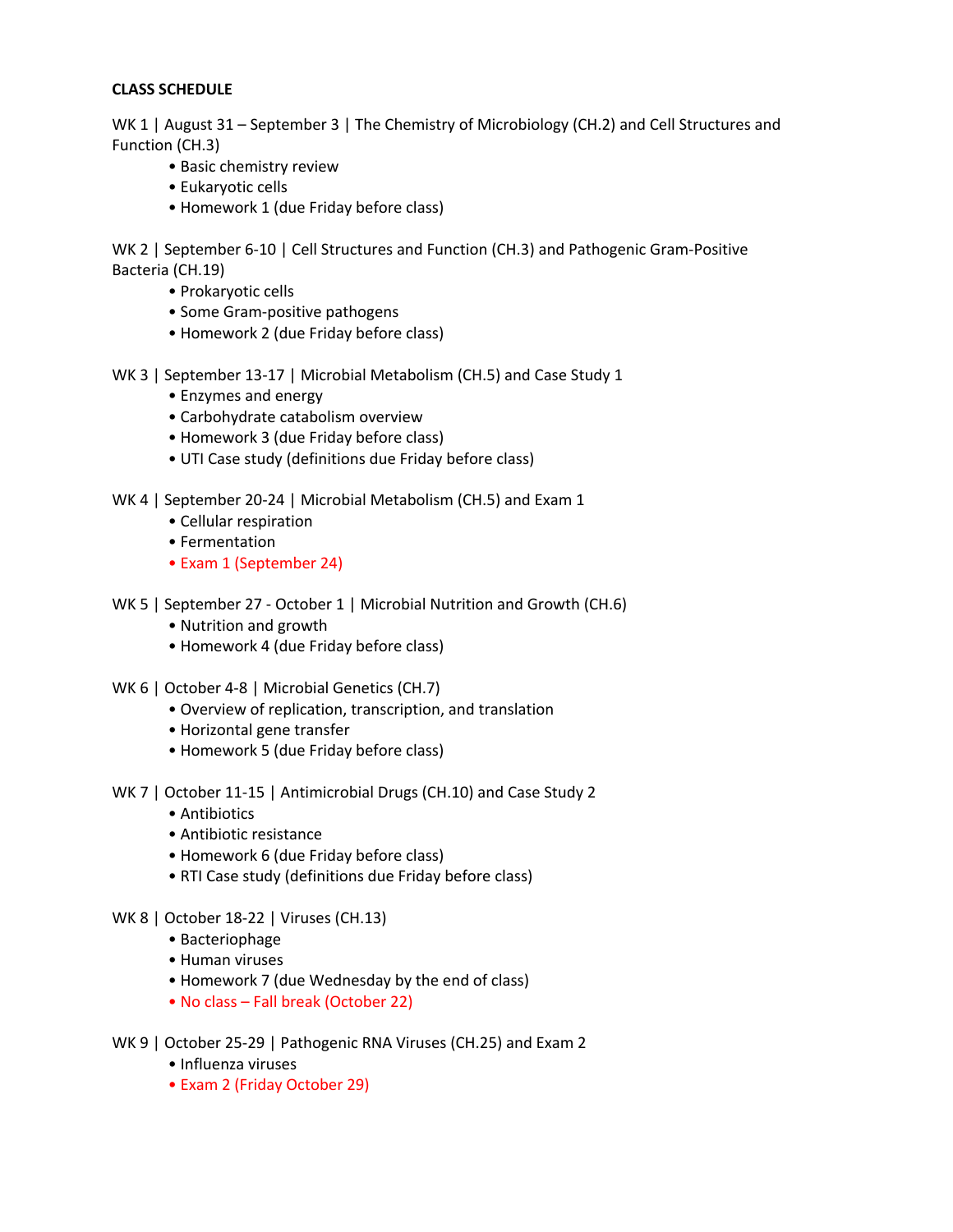**CLASS SCHEDULE**

WK 1 | August 31 – September 3 | The Chemistry of Microbiology (CH.2) and Cell Structures and Function (CH.3)

- Basic chemistry review
- Eukaryotic cells
- Homework 1 (due Friday before class)

WK 2 | September 6-10 | Cell Structures and Function (CH.3) and Pathogenic Gram-Positive Bacteria (CH.19)

- Prokaryotic cells
- Some Gram-positive pathogens
- Homework 2 (due Friday before class)

WK 3 | September 13-17 | Microbial Metabolism (CH.5) and Case Study 1

- Enzymes and energy
- Carbohydrate catabolism overview
- Homework 3 (due Friday before class)
- UTI Case study (definitions due Friday before class)

WK 4 | September 20-24 | Microbial Metabolism (CH.5) and Exam 1

- Cellular respiration
- Fermentation
- Exam 1 (September 24)

WK 5 | September 27 - October 1 | Microbial Nutrition and Growth (CH.6)

- Nutrition and growth
- Homework 4 (due Friday before class)

WK 6 | October 4-8 | Microbial Genetics (CH.7)

- Overview of replication, transcription, and translation
- Horizontal gene transfer
- Homework 5 (due Friday before class)

WK 7 | October 11-15 | Antimicrobial Drugs (CH.10) and Case Study 2

- Antibiotics
- Antibiotic resistance
- Homework 6 (due Friday before class)
- RTI Case study (definitions due Friday before class)

WK 8 | October 18-22 | Viruses (CH.13)

- Bacteriophage
- Human viruses
- Homework 7 (due Wednesday by the end of class)
- No class – Fall break (October 22)

WK 9 | October 25-29 | Pathogenic RNA Viruses (CH.25) and Exam 2

- Influenza viruses
- Exam 2 (Friday October 29)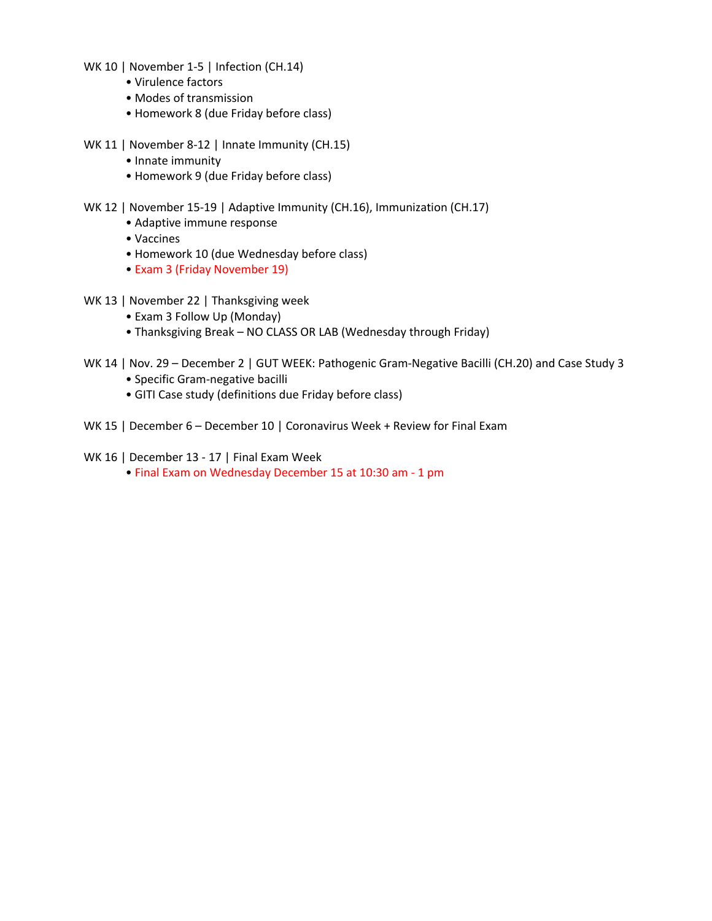WK 10 | November 1-5 | Infection (CH.14)

- Virulence factors
- Modes of transmission
- Homework 8 (due Friday before class)

WK 11 | November 8-12 | Innate Immunity (CH.15)

- Innate immunity
- Homework 9 (due Friday before class)

WK 12 | November 15-19 | Adaptive Immunity (CH.16), Immunization (CH.17)

- Adaptive immune response
- Vaccines
- Homework 10 (due Wednesday before class)
- Exam 3 (Friday November 19)

WK 13 | November 22 | Thanksgiving week

- Exam 3 Follow Up (Monday)
- Thanksgiving Break – NO CLASS OR LAB (Wednesday through Friday)

WK 14 | Nov. 29 – December 2 | GUT WEEK: Pathogenic Gram-Negative Bacilli (CH.20) and Case Study 3

- Specific Gram-negative bacilli
- GITI Case study (definitions due Friday before class)

WK 15 | December 6 – December 10 | Coronavirus Week + Review for Final Exam

WK 16 | December 13 - 17 | Final Exam Week

- Final Exam on Wednesday December 15 at 10:30 am - 1 pm